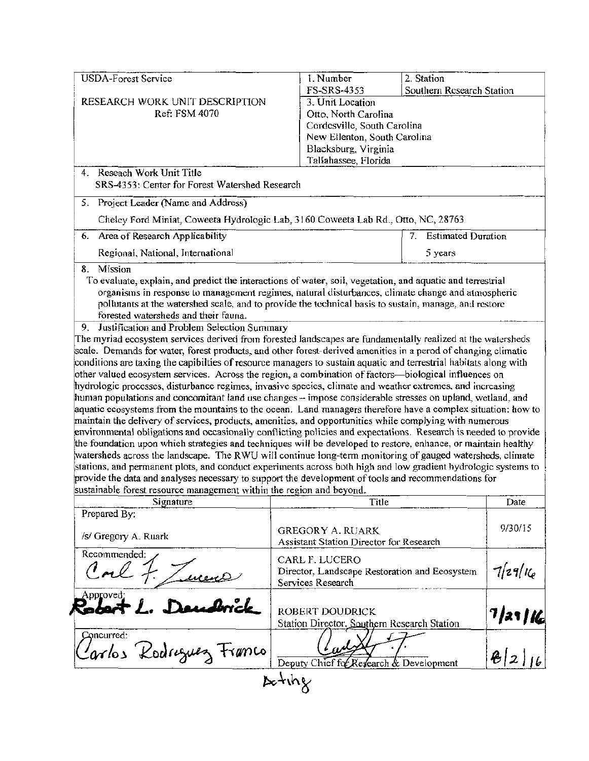| USDA-Forest Service<br><br>RESEARCH WORK UNIT DESCRIPTION<br>Ref: FSM 4070 | 1. Number<br>FS-SRS-4353 | 2. Station<br>Southern Research Station |
|---|---|---|
| | 3. Unit Location<br>Otto, North Carolina<br>Cordesville, South Carolina<br>New Ellenton, South Carolina<br>Blacksburg, Virginia<br>Tallahassee, Florida | |

4. Reseach Work Unit Title
SRS-4353: Center for Forest Watershed Research

5. Project Leader (Name and Address)

Cheley Ford Miniat, Coweeta Hydrologic Lab, 3160 Coweeta Lab Rd., Otto, NC, 28763

| 6. Area of Research Applicability | 7. Estimated Duration |
|---|---|
| Regional, National, International | 5 years |

8. Mission

To evaluate, explain, and predict the interactions of water, soil, vegetation, and aquatic and terrestrial organisms in response to management regimes, natural disturbances, climate change and atmospheric pollutants at the watershed scale, and to provide the technical basis to sustain, manage, and restore forested watersheds and their fauna.

9. Justification and Problem Selection Summary

The myriad ecosystem services derived from forested landscapes are fundamentally realized at the watersheds scale. Demands for water, forest products, and other forest-derived amenities in a perod of changing climatic conditions are taxing the capibilties of resource managers to sustain aquatic and terrestrial habitats along with other valued ecosystem services. Across the region, a combination of factors—biological influences on hydrologic processes, disturbance regimes, invasive species, climate and weather extremes, and increasing human populations and concomitant land use changes – impose considerable stresses on upland, wetland, and aquatic ecosystems from the mountains to the ocean. Land managers therefore have a complex situation: how to maintain the delivery of services, products, amenities, and opportunities while complying with numerous environmental obligations and occasionally conflicting policies and expectations. Research is needed to provide the foundation upon which strategies and techniques will be developed to restore, enhance, or maintain healthy watersheds across the landscape. The RWU will continue long-term monitoring of gauged watersheds, climate stations, and permanent plots, and conduct experiments across both high and low gradient hydrologic systems to provide the data and analyses necessary to support the development of tools and recommendations for sustainable forest resource management within the region and beyond.

| Signature | Title | Date |
|---|---|---|
| Prepared By:<br>/s/ Gregory A. Ruark | GREGORY A. RUARK<br>Assistant Station Director for Research | 9/30/15 |
| Recommended:<br>Carl F. Lucero | CARL F. LUCERO<br>Director, Landscape Restoration and Ecosystem Services Research | 7/29/16 |
| Approved:<br>Robert L. Doudrick | ROBERT DOUDRICK<br>Station Director, Southern Research Station | 7/29/16 |
| Concurred:<br>Carlos Rodriguez Franco | Deputy Chief for Research & Development<br>Acting | 8/2/16 |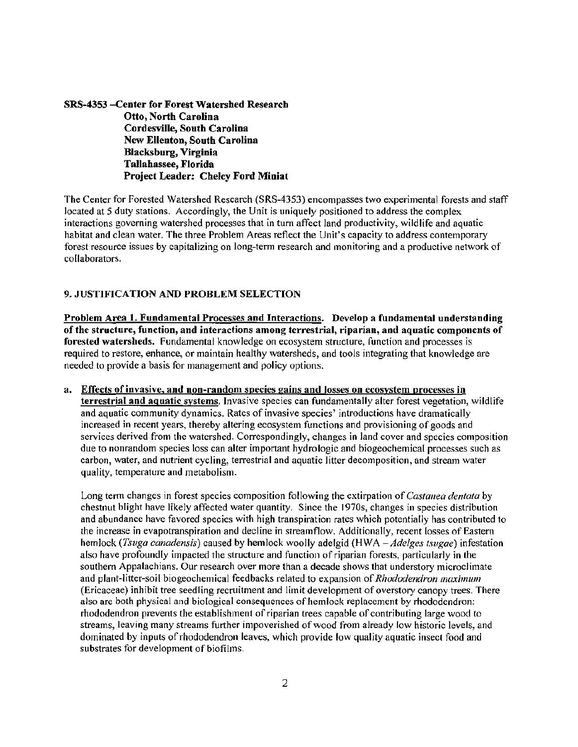**SRS-4353 –Center for Forest Watershed Research**
**Otto, North Carolina**
**Cordesville, South Carolina**
**New Ellenton, South Carolina**
**Blacksburg, Virginia**
**Tallahassee, Florida**
**Project Leader: Chelcy Ford Miniat**

The Center for Forested Watershed Research (SRS-4353) encompasses two experimental forests and staff located at 5 duty stations. Accordingly, the Unit is uniquely positioned to address the complex interactions governing watershed processes that in turn affect land productivity, wildlife and aquatic habitat and clean water. The three Problem Areas reflect the Unit's capacity to address contemporary forest resource issues by capitalizing on long-term research and monitoring and a productive network of collaborators.

## 9. JUSTIFICATION AND PROBLEM SELECTION

**Problem Area 1. Fundamental Processes and Interactions. Develop a fundamental understanding of the structure, function, and interactions among terrestrial, riparian, and aquatic components of forested watersheds.** Fundamental knowledge on ecosystem structure, function and processes is required to restore, enhance, or maintain healthy watersheds, and tools integrating that knowledge are needed to provide a basis for management and policy options.

a. **Effects of invasive, and non-random species gains and losses on ecosystem processes in terrestrial and aquatic systems.** Invasive species can fundamentally alter forest vegetation, wildlife and aquatic community dynamics. Rates of invasive species' introductions have dramatically increased in recent years, thereby altering ecosystem functions and provisioning of goods and services derived from the watershed. Correspondingly, changes in land cover and species composition due to nonrandom species loss can alter important hydrologic and biogeochemical processes such as carbon, water, and nutrient cycling, terrestrial and aquatic litter decomposition, and stream water quality, temperature and metabolism.

   Long term changes in forest species composition following the extirpation of *Castanea dentata* by chestnut blight have likely affected water quantity. Since the 1970s, changes in species distribution and abundance have favored species with high transpiration rates which potentially has contributed to the increase in evapotranspiration and decline in streamflow. Additionally, recent losses of Eastern hemlock (*Tsuga canadensis*) caused by hemlock woolly adelgid (HWA – *Adelges tsugae*) infestation also have profoundly impacted the structure and function of riparian forests, particularly in the southern Appalachians. Our research over more than a decade shows that understory microclimate and plant-litter-soil biogeochemical feedbacks related to expansion of *Rhododendron maximum* (Ericaceae) inhibit tree seedling recruitment and limit development of overstory canopy trees. There also are both physical and biological consequences of hemlock replacement by rhododendron: rhododendron prevents the establishment of riparian trees capable of contributing large wood to streams, leaving many streams further impoverished of wood from already low historic levels, and dominated by inputs of rhododendron leaves, which provide low quality aquatic insect food and substrates for development of biofilms.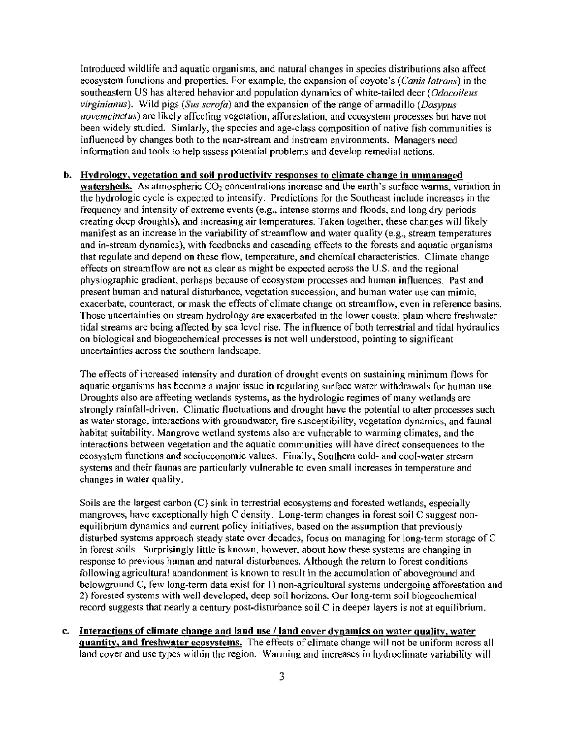Introduced wildlife and aquatic organisms, and natural changes in species distributions also affect ecosystem functions and properties. For example, the expansion of coyote's (*Canis latrans*) in the southeastern US has altered behavior and population dynamics of white-tailed deer (*Odocoileus virginianus*). Wild pigs (*Sus scrofa*) and the expansion of the range of armadillo (*Dasypus novemcinctus*) are likely affecting vegetation, afforestation, and ecosystem processes but have not been widely studied. Simlarly, the species and age-class composition of native fish communities is influenced by changes both to the near-stream and instream environments. Managers need information and tools to help assess potential problems and develop remedial actions.

b. **Hydrology, vegetation and soil productivity responses to climate change in unmanaged watersheds.** As atmospheric $CO_2$ concentrations increase and the earth's surface warms, variation in the hydrologic cycle is expected to intensify. Predictions for the Southeast include increases in the frequency and intensity of extreme events (e.g., intense storms and floods, and long dry periods creating deep droughts), and increasing air temperatures. Taken together, these changes will likely manifest as an increase in the variability of streamflow and water quality (e.g., stream temperatures and in-stream dynamics), with feedbacks and cascading effects to the forests and aquatic organisms that regulate and depend on these flow, temperature, and chemical characteristics. Climate change effects on streamflow are not as clear as might be expected across the U.S. and the regional physiographic gradient, perhaps because of ecosystem processes and human influences. Past and present human and natural disturbance, vegetation succession, and human water use can mimic, exacerbate, counteract, or mask the effects of climate change on streamflow, even in reference basins. Those uncertainties on stream hydrology are exacerbated in the lower coastal plain where freshwater tidal streams are being affected by sea level rise. The influence of both terrestrial and tidal hydraulics on biological and biogeochemical processes is not well understood, pointing to significant uncertainties across the southern landscape.

The effects of increased intensity and duration of drought events on sustaining minimum flows for aquatic organisms has become a major issue in regulating surface water withdrawals for human use. Droughts also are affecting wetlands systems, as the hydrologic regimes of many wetlands are strongly rainfall-driven. Climatic fluctuations and drought have the potential to alter processes such as water storage, interactions with groundwater, fire susceptibility, vegetation dynamics, and faunal habitat suitability. Mangrove wetland systems also are vulnerable to warming climates, and the interactions between vegetation and the aquatic communities will have direct consequences to the ecosystem functions and socioeconomic values. Finally, Southern cold- and cool-water stream systems and their faunas are particularly vulnerable to even small increases in temperature and changes in water quality.

Soils are the largest carbon (C) sink in terrestrial ecosystems and forested wetlands, especially mangroves, have exceptionally high C density. Long-term changes in forest soil C suggest non-equilibrium dynamics and current policy initiatives, based on the assumption that previously disturbed systems approach steady state over decades, focus on managing for long-term storage of C in forest soils. Surprisingly little is known, however, about how these systems are changing in response to previous human and natural disturbances. Although the return to forest conditions following agricultural abandonment is known to result in the accumulation of aboveground and belowground C, few long-term data exist for 1) non-agricultural systems undergoing afforestation and 2) forested systems with well developed, deep soil horizons. Our long-term soil biogeochemical record suggests that nearly a century post-disturbance soil C in deeper layers is not at equilibrium.

c. **Interactions of climate change and land use / land cover dynamics on water quality, water quantity, and freshwater ecosystems.** The effects of climate change will not be uniform across all land cover and use types within the region. Warming and increases in hydroclimate variability will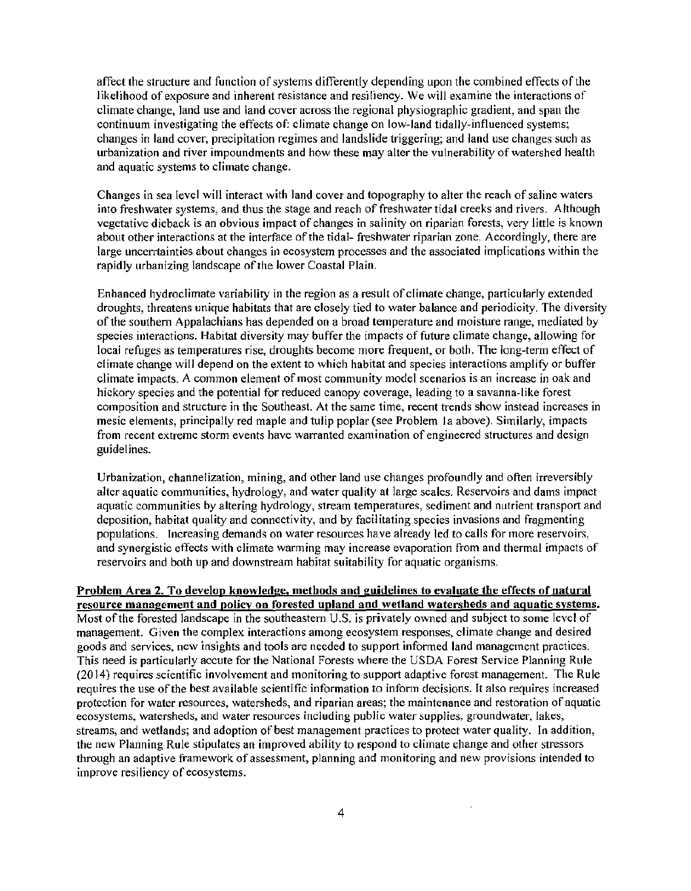affect the structure and function of systems differently depending upon the combined effects of the likelihood of exposure and inherent resistance and resiliency. We will examine the interactions of climate change, land use and land cover across the regional physiographic gradient, and span the continuum investigating the effects of: climate change on low-land tidally-influenced systems; changes in land cover, precipitation regimes and landslide triggering; and land use changes such as urbanization and river impoundments and how these may alter the vulnerability of watershed health and aquatic systems to climate change.

Changes in sea level will interact with land cover and topography to alter the reach of saline waters into freshwater systems, and thus the stage and reach of freshwater tidal creeks and rivers. Although vegetative dieback is an obvious impact of changes in salinity on riparian forests, very little is known about other interactions at the interface of the tidal- freshwater riparian zone. Accordingly, there are large uncertainties about changes in ecosystem processes and the associated implications within the rapidly urbanizing landscape of the lower Coastal Plain.

Enhanced hydroclimate variability in the region as a result of climate change, particularly extended droughts, threatens unique habitats that are closely tied to water balance and periodicity. The diversity of the southern Appalachians has depended on a broad temperature and moisture range, mediated by species interactions. Habitat diversity may buffer the impacts of future climate change, allowing for local refuges as temperatures rise, droughts become more frequent, or both. The long-term effect of climate change will depend on the extent to which habitat and species interactions amplify or buffer climate impacts. A common element of most community model scenarios is an increase in oak and hickory species and the potential for reduced canopy coverage, leading to a savanna-like forest composition and structure in the Southeast. At the same time, recent trends show instead increases in mesic elements, principally red maple and tulip poplar (see Problem 1a above). Similarly, impacts from recent extreme storm events have warranted examination of engineered structures and design guidelines.

Urbanization, channelization, mining, and other land use changes profoundly and often irreversibly alter aquatic communities, hydrology, and water quality at large scales. Reservoirs and dams impact aquatic communities by altering hydrology, stream temperatures, sediment and nutrient transport and deposition, habitat quality and connectivity, and by facilitating species invasions and fragmenting populations. Increasing demands on water resources have already led to calls for more reservoirs, and synergistic effects with climate warming may increase evaporation from and thermal impacts of reservoirs and both up and downstream habitat suitability for aquatic organisms.

**Problem Area 2. To develop knowledge, methods and guidelines to evaluate the effects of natural resource management and policy on forested upland and wetland watersheds and aquatic systems.** Most of the forested landscape in the southeastern U.S. is privately owned and subject to some level of management. Given the complex interactions among ecosystem responses, climate change and desired goods and services, new insights and tools are needed to support informed land management practices. This need is particularly accute for the National Forests where the USDA Forest Service Planning Rule (2014) requires scientific involvement and monitoring to support adaptive forest management. The Rule requires the use of the best available scientific information to inform decisions. It also requires increased protection for water resources, watersheds, and riparian areas; the maintenance and restoration of aquatic ecosystems, watersheds, and water resources including public water supplies, groundwater, lakes, streams, and wetlands; and adoption of best management practices to protect water quality. In addition, the new Planning Rule stipulates an improved ability to respond to climate change and other stressors through an adaptive framework of assessment, planning and monitoring and new provisions intended to improve resiliency of ecosystems.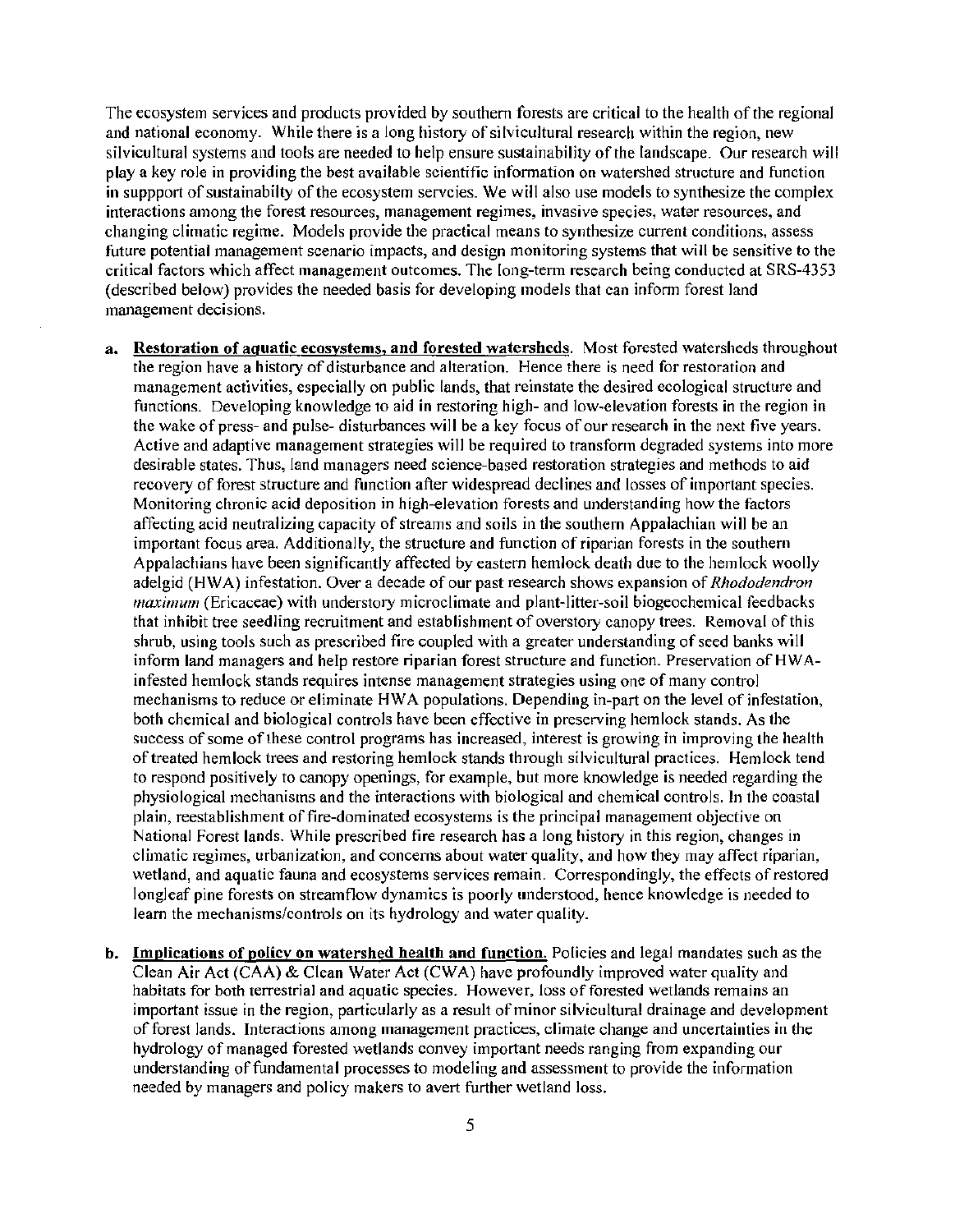The ecosystem services and products provided by southern forests are critical to the health of the regional and national economy. While there is a long history of silvicultural research within the region, new silvicultural systems and tools are needed to help ensure sustainability of the landscape. Our research will play a key role in providing the best available scientific information on watershed structure and function in suppport of sustainabilty of the ecosystem servcies. We will also use models to synthesize the complex interactions among the forest resources, management regimes, invasive species, water resources, and changing climatic regime. Models provide the practical means to synthesize current conditions, assess future potential management scenario impacts, and design monitoring systems that will be sensitive to the critical factors which affect management outcomes. The long-term research being conducted at SRS-4353 (described below) provides the needed basis for developing models that can inform forest land management decisions.

a. **Restoration of aquatic ecosystems, and forested watersheds.** Most forested watersheds throughout the region have a history of disturbance and alteration. Hence there is need for restoration and management activities, especially on public lands, that reinstate the desired ecological structure and functions. Developing knowledge to aid in restoring high- and low-elevation forests in the region in the wake of press- and pulse- disturbances will be a key focus of our research in the next five years. Active and adaptive management strategies will be required to transform degraded systems into more desirable states. Thus, land managers need science-based restoration strategies and methods to aid recovery of forest structure and function after widespread declines and losses of important species. Monitoring chronic acid deposition in high-elevation forests and understanding how the factors affecting acid neutralizing capacity of streams and soils in the southern Appalachian will be an important focus area. Additionally, the structure and function of riparian forests in the southern Appalachians have been significantly affected by eastern hemlock death due to the hemlock woolly adelgid (HWA) infestation. Over a decade of our past research shows expansion of *Rhododendron maximum* (Ericaceae) with understory microclimate and plant-litter-soil biogeochemical feedbacks that inhibit tree seedling recruitment and establishment of overstory canopy trees. Removal of this shrub, using tools such as prescribed fire coupled with a greater understanding of seed banks will inform land managers and help restore riparian forest structure and function. Preservation of HWA-infested hemlock stands requires intense management strategies using one of many control mechanisms to reduce or eliminate HWA populations. Depending in-part on the level of infestation, both chemical and biological controls have been effective in preserving hemlock stands. As the success of some of these control programs has increased, interest is growing in improving the health of treated hemlock trees and restoring hemlock stands through silvicultural practices. Hemlock tend to respond positively to canopy openings, for example, but more knowledge is needed regarding the physiological mechanisms and the interactions with biological and chemical controls. In the coastal plain, reestablishment of fire-dominated ecosystems is the principal management objective on National Forest lands. While prescribed fire research has a long history in this region, changes in climatic regimes, urbanization, and concerns about water quality, and how they may affect riparian, wetland, and aquatic fauna and ecosystems services remain. Correspondingly, the effects of restored longleaf pine forests on streamflow dynamics is poorly understood, hence knowledge is needed to learn the mechanisms/controls on its hydrology and water quality.

b. **Implications of policy on watershed health and function.** Policies and legal mandates such as the Clean Air Act (CAA) & Clean Water Act (CWA) have profoundly improved water quality and habitats for both terrestrial and aquatic species. However, loss of forested wetlands remains an important issue in the region, particularly as a result of minor silvicultural drainage and development of forest lands. Interactions among management practices, climate change and uncertainties in the hydrology of managed forested wetlands convey important needs ranging from expanding our understanding of fundamental processes to modeling and assessment to provide the information needed by managers and policy makers to avert further wetland loss.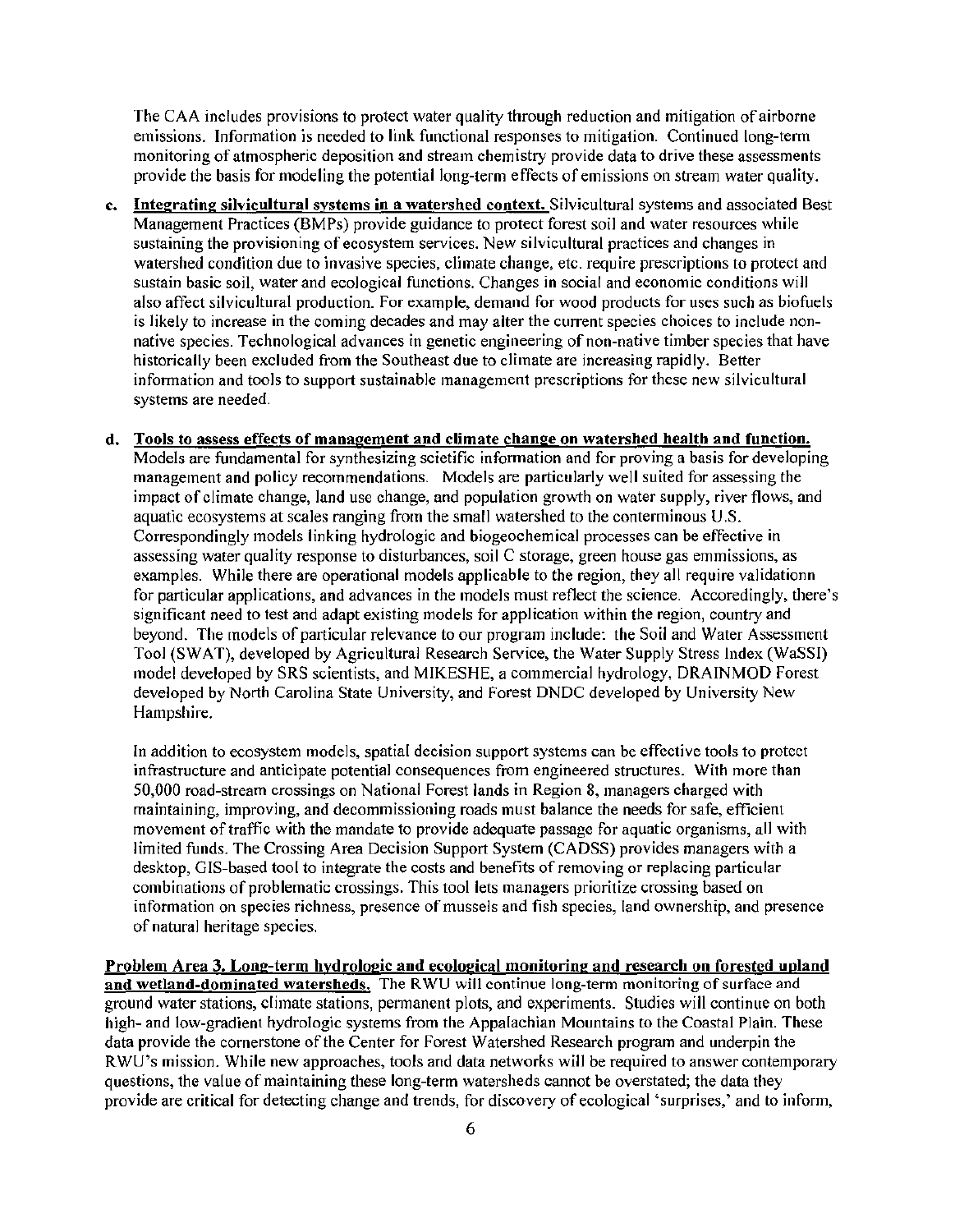The CAA includes provisions to protect water quality through reduction and mitigation of airborne emissions. Information is needed to link functional responses to mitigation. Continued long-term monitoring of atmospheric deposition and stream chemistry provide data to drive these assessments provide the basis for modeling the potential long-term effects of emissions on stream water quality.

c. **Integrating silvicultural systems in a watershed context.** Silvicultural systems and associated Best Management Practices (BMPs) provide guidance to protect forest soil and water resources while sustaining the provisioning of ecosystem services. New silvicultural practices and changes in watershed condition due to invasive species, climate change, etc. require prescriptions to protect and sustain basic soil, water and ecological functions. Changes in social and economic conditions will also affect silvicultural production. For example, demand for wood products for uses such as biofuels is likely to increase in the coming decades and may alter the current species choices to include non-native species. Technological advances in genetic engineering of non-native timber species that have historically been excluded from the Southeast due to climate are increasing rapidly. Better information and tools to support sustainable management prescriptions for these new silvicultural systems are needed.

d. **Tools to assess effects of management and climate change on watershed health and function.** Models are fundamental for synthesizing scietific information and for proving a basis for developing management and policy recommendations. Models are particularly well suited for assessing the impact of climate change, land use change, and population growth on water supply, river flows, and aquatic ecosystems at scales ranging from the small watershed to the conterminous U.S. Correspondingly models linking hydrologic and biogeochemical processes can be effective in assessing water quality response to disturbances, soil C storage, green house gas emmissions, as examples. While there are operational models applicable to the region, they all require validationn for particular applications, and advances in the models must reflect the science. Accordingly, there's significant need to test and adapt existing models for application within the region, country and beyond. The models of particular relevance to our program include: the Soil and Water Assessment Tool (SWAT), developed by Agricultural Research Service, the Water Supply Stress Index (WaSSI) model developed by SRS scientists, and MIKESHE, a commercial hydrology, DRAINMOD Forest developed by North Carolina State University, and Forest DNDC developed by University New Hampshire.

   In addition to ecosystem models, spatial decision support systems can be effective tools to protect infrastructure and anticipate potential consequences from engineered structures. With more than 50,000 road-stream crossings on National Forest lands in Region 8, managers charged with maintaining, improving, and decommissioning roads must balance the needs for safe, efficient movement of traffic with the mandate to provide adequate passage for aquatic organisms, all with limited funds. The Crossing Area Decision Support System (CADSS) provides managers with a desktop, GIS-based tool to integrate the costs and benefits of removing or replacing particular combinations of problematic crossings. This tool lets managers prioritize crossing based on information on species richness, presence of mussels and fish species, land ownership, and presence of natural heritage species.

**Problem Area 3. Long-term hydrologic and ecological monitoring and research on forested upland and wetland-dominated watersheds.** The RWU will continue long-term monitoring of surface and ground water stations, climate stations, permanent plots, and experiments. Studies will continue on both high- and low-gradient hydrologic systems from the Appalachian Mountains to the Coastal Plain. These data provide the cornerstone of the Center for Forest Watershed Research program and underpin the RWU's mission. While new approaches, tools and data networks will be required to answer contemporary questions, the value of maintaining these long-term watersheds cannot be overstated; the data they provide are critical for detecting change and trends, for discovery of ecological 'surprises,' and to inform,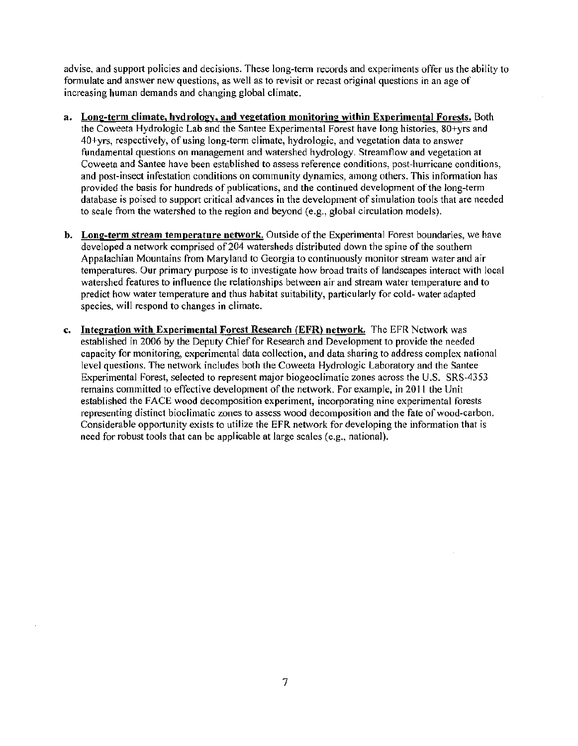advise, and support policies and decisions. These long-term records and experiments offer us the ability to formulate and answer new questions, as well as to revisit or recast original questions in an age of increasing human demands and changing global climate.

a. **Long-term climate, hydrology, and vegetation monitoring within Experimental Forests.** Both the Coweeta Hydrologic Lab and the Santee Experimental Forest have long histories, 80+yrs and 40+yrs, respectively, of using long-term climate, hydrologic, and vegetation data to answer fundamental questions on management and watershed hydrology. Streamflow and vegetation at Coweeta and Santee have been established to assess reference conditions, post-hurricane conditions, and post-insect infestation conditions on community dynamics, among others. This information has provided the basis for hundreds of publications, and the continued development of the long-term database is poised to support critical advances in the development of simulation tools that are needed to scale from the watershed to the region and beyond (e.g., global circulation models).

b. **Long-term stream temperature network.** Outside of the Experimental Forest boundaries, we have developed a network comprised of 204 watersheds distributed down the spine of the southern Appalachian Mountains from Maryland to Georgia to continuously monitor stream water and air temperatures. Our primary purpose is to investigate how broad traits of landscapes interact with local watershed features to influence the relationships between air and stream water temperature and to predict how water temperature and thus habitat suitability, particularly for cold- water adapted species, will respond to changes in climate.

c. **Integration with Experimental Forest Research (EFR) network.** The EFR Network was established in 2006 by the Deputy Chief for Research and Development to provide the needed capacity for monitoring, experimental data collection, and data sharing to address complex national level questions. The network includes both the Coweeta Hydrologic Laboratory and the Santee Experimental Forest, selected to represent major biogeoclimatic zones across the U.S. SRS-4353 remains committed to effective development of the network. For example, in 2011 the Unit established the FACE wood decomposition experiment, incorporating nine experimental forests representing distinct bioclimatic zones to assess wood decomposition and the fate of wood-carbon. Considerable opportunity exists to utilize the EFR network for developing the information that is need for robust tools that can be applicable at large scales (e.g., national).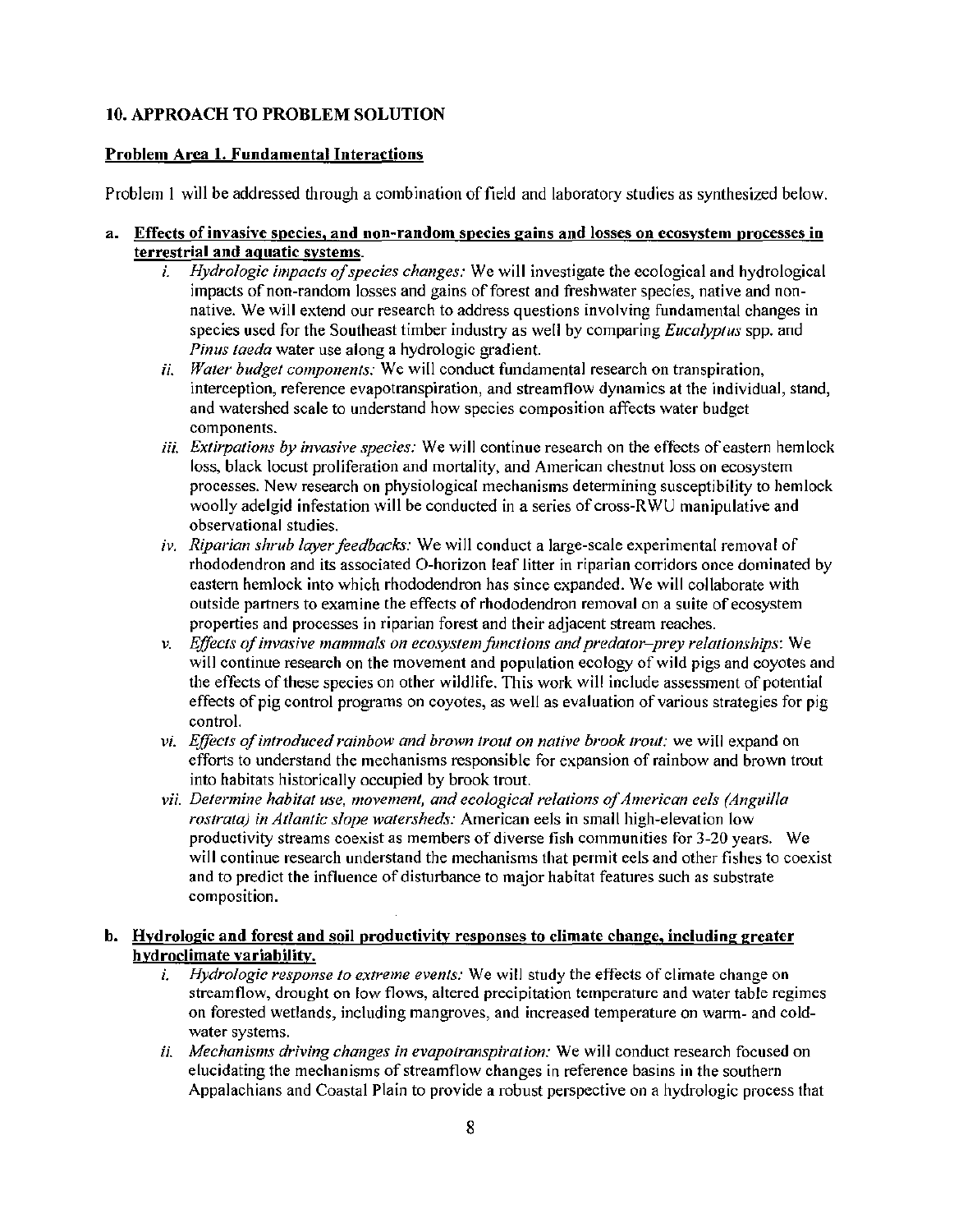## 10. APPROACH TO PROBLEM SOLUTION

### Problem Area 1. Fundamental Interactions

Problem 1 will be addressed through a combination of field and laboratory studies as synthesized below.

**a. Effects of invasive species, and non-random species gains and losses on ecosystem processes in terrestrial and aquatic systems.**

i. *Hydrologic impacts of species changes:* We will investigate the ecological and hydrological impacts of non-random losses and gains of forest and freshwater species, native and non-native. We will extend our research to address questions involving fundamental changes in species used for the Southeast timber industry as well by comparing *Eucalyptus* spp. and *Pinus taeda* water use along a hydrologic gradient.

ii. *Water budget components:* We will conduct fundamental research on transpiration, interception, reference evapotranspiration, and streamflow dynamics at the individual, stand, and watershed scale to understand how species composition affects water budget components.

iii. *Extirpations by invasive species:* We will continue research on the effects of eastern hemlock loss, black locust proliferation and mortality, and American chestnut loss on ecosystem processes. New research on physiological mechanisms determining susceptibility to hemlock woolly adelgid infestation will be conducted in a series of cross-RWU manipulative and observational studies.

iv. *Riparian shrub layer feedbacks:* We will conduct a large-scale experimental removal of rhododendron and its associated O-horizon leaf litter in riparian corridors once dominated by eastern hemlock into which rhododendron has since expanded. We will collaborate with outside partners to examine the effects of rhododendron removal on a suite of ecosystem properties and processes in riparian forest and their adjacent stream reaches.

v. *Effects of invasive mammals on ecosystem functions and predator–prey relationships:* We will continue research on the movement and population ecology of wild pigs and coyotes and the effects of these species on other wildlife. This work will include assessment of potential effects of pig control programs on coyotes, as well as evaluation of various strategies for pig control.

vi. *Effects of introduced rainbow and brown trout on native brook trout:* we will expand on efforts to understand the mechanisms responsible for expansion of rainbow and brown trout into habitats historically occupied by brook trout.

vii. *Determine habitat use, movement, and ecological relations of American eels (Anguilla rostrata) in Atlantic slope watersheds:* American eels in small high-elevation low productivity streams coexist as members of diverse fish communities for 3-20 years. We will continue research understand the mechanisms that permit eels and other fishes to coexist and to predict the influence of disturbance to major habitat features such as substrate composition.

**b. Hydrologic and forest and soil productivity responses to climate change, including greater hydroclimate variability.**

i. *Hydrologic response to extreme events:* We will study the effects of climate change on streamflow, drought on low flows, altered precipitation temperature and water table regimes on forested wetlands, including mangroves, and increased temperature on warm- and cold-water systems.

ii. *Mechanisms driving changes in evapotranspiration:* We will conduct research focused on elucidating the mechanisms of streamflow changes in reference basins in the southern Appalachians and Coastal Plain to provide a robust perspective on a hydrologic process that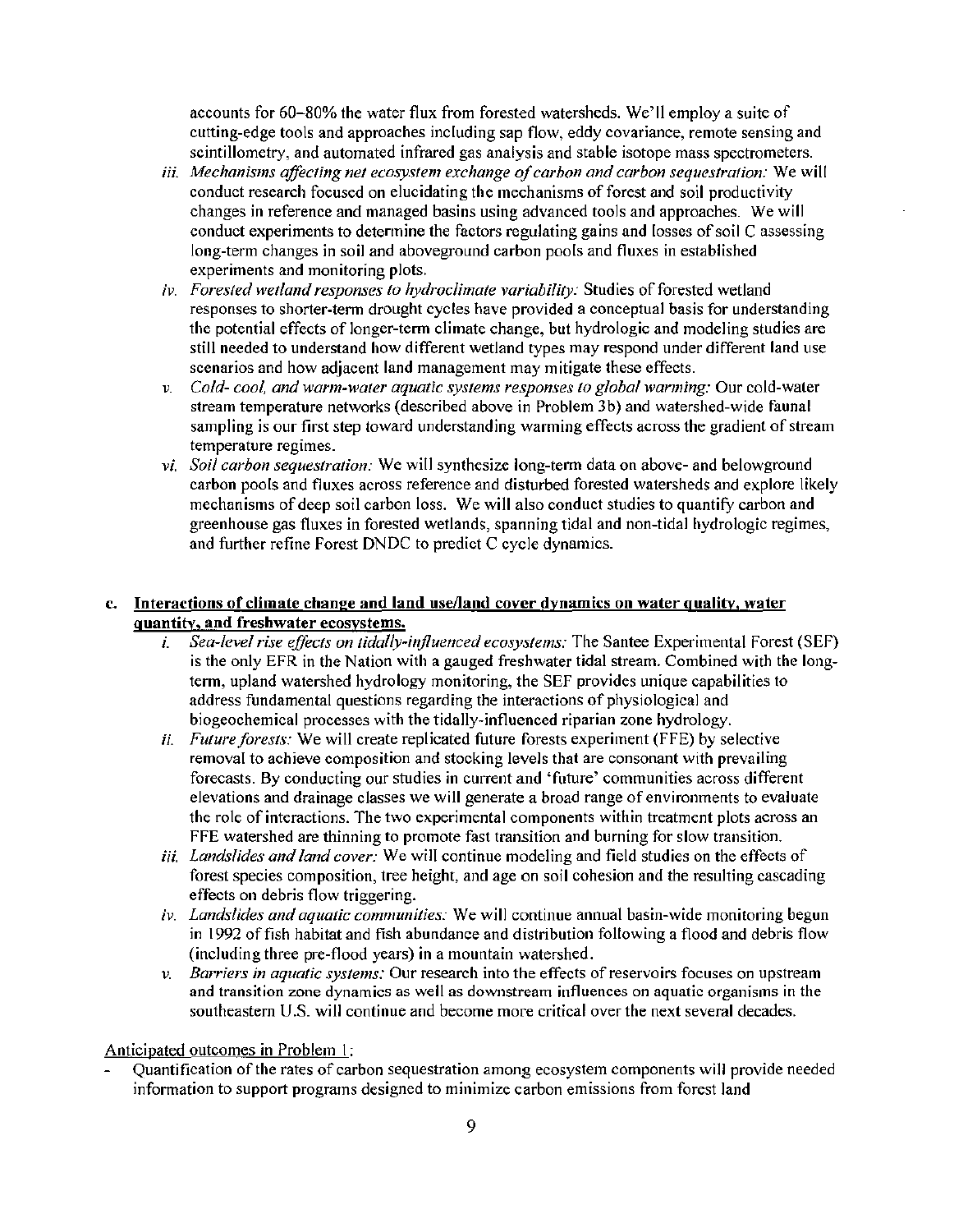accounts for 60–80% the water flux from forested watersheds. We'll employ a suite of cutting-edge tools and approaches including sap flow, eddy covariance, remote sensing and scintillometry, and automated infrared gas analysis and stable isotope mass spectrometers.

- iii. *Mechanisms affecting net ecosystem exchange of carbon and carbon sequestration:* We will conduct research focused on elucidating the mechanisms of forest and soil productivity changes in reference and managed basins using advanced tools and approaches. We will conduct experiments to determine the factors regulating gains and losses of soil C assessing long-term changes in soil and aboveground carbon pools and fluxes in established experiments and monitoring plots.
- iv. *Forested wetland responses to hydroclimate variability:* Studies of forested wetland responses to shorter-term drought cycles have provided a conceptual basis for understanding the potential effects of longer-term climate change, but hydrologic and modeling studies are still needed to understand how different wetland types may respond under different land use scenarios and how adjacent land management may mitigate these effects.
- v. *Cold- cool, and warm-water aquatic systems responses to global warming:* Our cold-water stream temperature networks (described above in Problem 3b) and watershed-wide faunal sampling is our first step toward understanding warming effects across the gradient of stream temperature regimes.
- vi. *Soil carbon sequestration:* We will synthesize long-term data on above- and belowground carbon pools and fluxes across reference and disturbed forested watersheds and explore likely mechanisms of deep soil carbon loss. We will also conduct studies to quantify carbon and greenhouse gas fluxes in forested wetlands, spanning tidal and non-tidal hydrologic regimes, and further refine Forest DNDC to predict C cycle dynamics.

c. **Interactions of climate change and land use/land cover dynamics on water quality, water quantity, and freshwater ecosystems.**

- i. *Sea-level rise effects on tidally-influenced ecosystems:* The Santee Experimental Forest (SEF) is the only EFR in the Nation with a gauged freshwater tidal stream. Combined with the long-term, upland watershed hydrology monitoring, the SEF provides unique capabilities to address fundamental questions regarding the interactions of physiological and biogeochemical processes with the tidally-influenced riparian zone hydrology.
- ii. *Future forests:* We will create replicated future forests experiment (FFE) by selective removal to achieve composition and stocking levels that are consonant with prevailing forecasts. By conducting our studies in current and 'future' communities across different elevations and drainage classes we will generate a broad range of environments to evaluate the role of interactions. The two experimental components within treatment plots across an FFE watershed are thinning to promote fast transition and burning for slow transition.
- iii. *Landslides and land cover:* We will continue modeling and field studies on the effects of forest species composition, tree height, and age on soil cohesion and the resulting cascading effects on debris flow triggering.
- iv. *Landslides and aquatic communities:* We will continue annual basin-wide monitoring begun in 1992 of fish habitat and fish abundance and distribution following a flood and debris flow (including three pre-flood years) in a mountain watershed.
- v. *Barriers in aquatic systems:* Our research into the effects of reservoirs focuses on upstream and transition zone dynamics as well as downstream influences on aquatic organisms in the southeastern U.S. will continue and become more critical over the next several decades.

Anticipated outcomes in Problem 1:

- Quantification of the rates of carbon sequestration among ecosystem components will provide needed information to support programs designed to minimize carbon emissions from forest land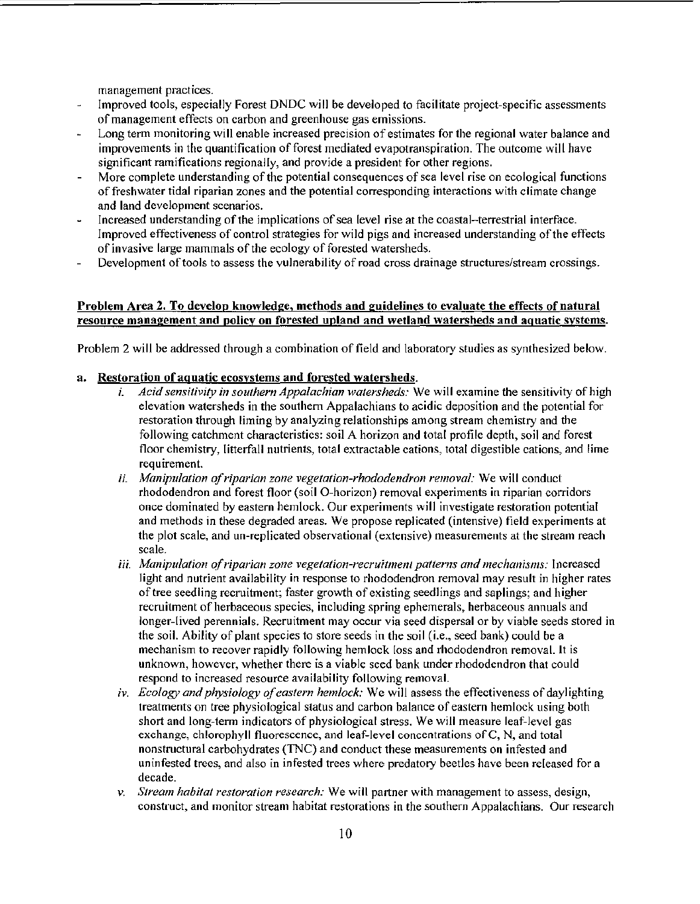management practices.

- Improved tools, especially Forest DNDC will be developed to facilitate project-specific assessments of management effects on carbon and greenhouse gas emissions.
- Long term monitoring will enable increased precision of estimates for the regional water balance and improvements in the quantification of forest mediated evapotranspiration. The outcome will have significant ramifications regionally, and provide a president for other regions.
- More complete understanding of the potential consequences of sea level rise on ecological functions of freshwater tidal riparian zones and the potential corresponding interactions with climate change and land development scenarios.
- Increased understanding of the implications of sea level rise at the coastal–terrestrial interface. Improved effectiveness of control strategies for wild pigs and increased understanding of the effects of invasive large mammals of the ecology of forested watersheds.
- Development of tools to assess the vulnerability of road cross drainage structures/stream crossings.

**Problem Area 2. To develop knowledge, methods and guidelines to evaluate the effects of natural resource management and policy on forested upland and wetland watersheds and aquatic systems.**

Problem 2 will be addressed through a combination of field and laboratory studies as synthesized below.

**a. Restoration of aquatic ecosystems and forested watersheds.**

i. *Acid sensitivity in southern Appalachian watersheds:* We will examine the sensitivity of high elevation watersheds in the southern Appalachians to acidic deposition and the potential for restoration through liming by analyzing relationships among stream chemistry and the following catchment characteristics: soil A horizon and total profile depth, soil and forest floor chemistry, litterfall nutrients, total extractable cations, total digestible cations, and lime requirement.

ii. *Manipulation of riparian zone vegetation-rhododendron removal:* We will conduct rhododendron and forest floor (soil O-horizon) removal experiments in riparian corridors once dominated by eastern hemlock. Our experiments will investigate restoration potential and methods in these degraded areas. We propose replicated (intensive) field experiments at the plot scale, and un-replicated observational (extensive) measurements at the stream reach scale.

iii. *Manipulation of riparian zone vegetation-recruitment patterns and mechanisms:* Increased light and nutrient availability in response to rhododendron removal may result in higher rates of tree seedling recruitment; faster growth of existing seedlings and saplings; and higher recruitment of herbaceous species, including spring ephemerals, herbaceous annuals and longer-lived perennials. Recruitment may occur via seed dispersal or by viable seeds stored in the soil. Ability of plant species to store seeds in the soil (i.e., seed bank) could be a mechanism to recover rapidly following hemlock loss and rhododendron removal. It is unknown, however, whether there is a viable seed bank under rhododendron that could respond to increased resource availability following removal.

iv. *Ecology and physiology of eastern hemlock:* We will assess the effectiveness of daylighting treatments on tree physiological status and carbon balance of eastern hemlock using both short and long-term indicators of physiological stress. We will measure leaf-level gas exchange, chlorophyll fluorescence, and leaf-level concentrations of C, N, and total nonstructural carbohydrates (TNC) and conduct these measurements on infested and uninfested trees, and also in infested trees where predatory beetles have been released for a decade.

v. *Stream habitat restoration research:* We will partner with management to assess, design, construct, and monitor stream habitat restorations in the southern Appalachians. Our research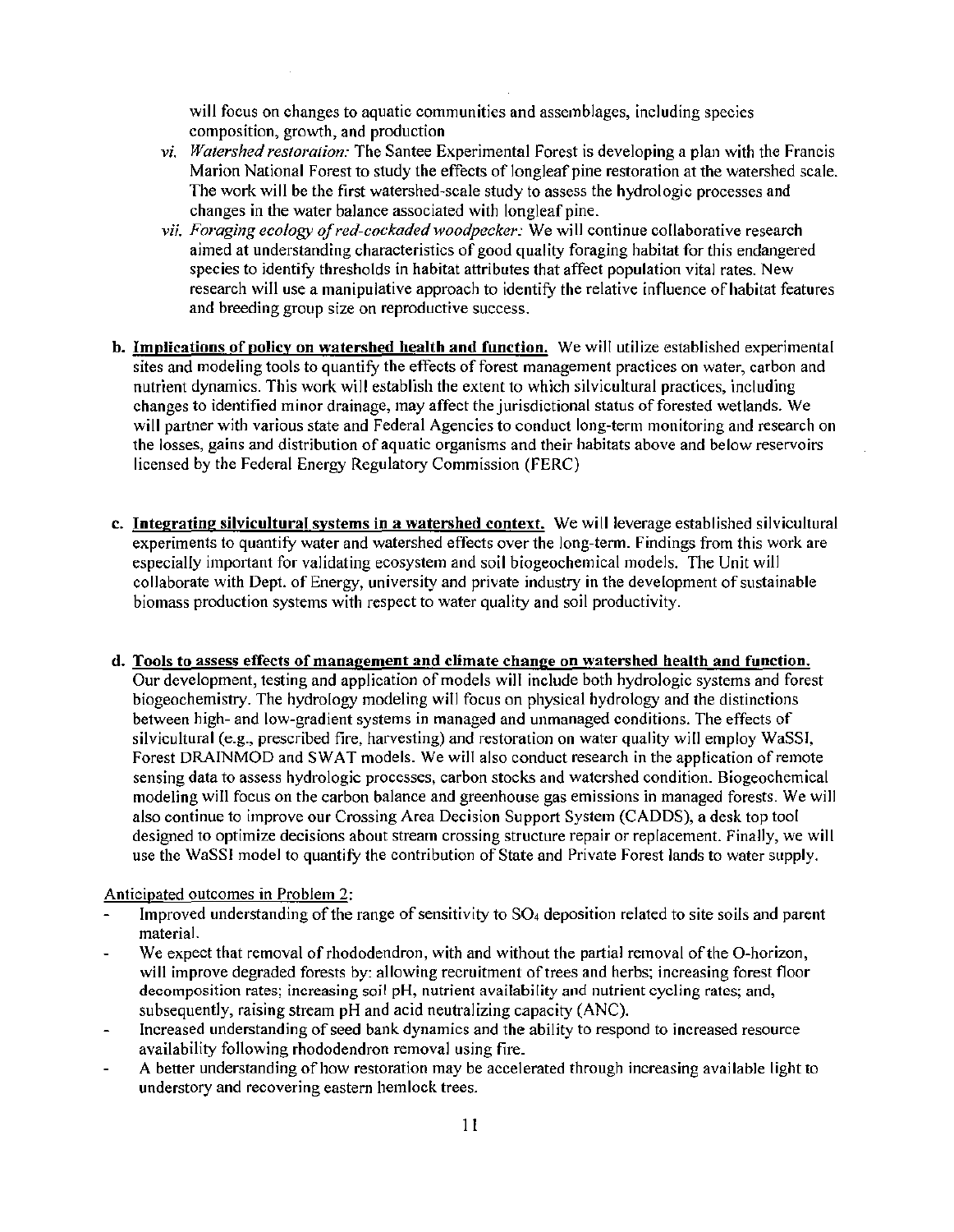will focus on changes to aquatic communities and assemblages, including species composition, growth, and production

vi. *Watershed restoration:* The Santee Experimental Forest is developing a plan with the Francis Marion National Forest to study the effects of longleaf pine restoration at the watershed scale. The work will be the first watershed-scale study to assess the hydrologic processes and changes in the water balance associated with longleaf pine.

vii. *Foraging ecology of red-cockaded woodpecker:* We will continue collaborative research aimed at understanding characteristics of good quality foraging habitat for this endangered species to identify thresholds in habitat attributes that affect population vital rates. New research will use a manipulative approach to identify the relative influence of habitat features and breeding group size on reproductive success.

**b. Implications of policy on watershed health and function.** We will utilize established experimental sites and modeling tools to quantify the effects of forest management practices on water, carbon and nutrient dynamics. This work will establish the extent to which silvicultural practices, including changes to identified minor drainage, may affect the jurisdictional status of forested wetlands. We will partner with various state and Federal Agencies to conduct long-term monitoring and research on the losses, gains and distribution of aquatic organisms and their habitats above and below reservoirs licensed by the Federal Energy Regulatory Commission (FERC)

**c. Integrating silvicultural systems in a watershed context.** We will leverage established silvicultural experiments to quantify water and watershed effects over the long-term. Findings from this work are especially important for validating ecosystem and soil biogeochemical models. The Unit will collaborate with Dept. of Energy, university and private industry in the development of sustainable biomass production systems with respect to water quality and soil productivity.

**d. Tools to assess effects of management and climate change on watershed health and function.** Our development, testing and application of models will include both hydrologic systems and forest biogeochemistry. The hydrology modeling will focus on physical hydrology and the distinctions between high- and low-gradient systems in managed and unmanaged conditions. The effects of silvicultural (e.g., prescribed fire, harvesting) and restoration on water quality will employ WaSSI, Forest DRAINMOD and SWAT models. We will also conduct research in the application of remote sensing data to assess hydrologic processes, carbon stocks and watershed condition. Biogeochemical modeling will focus on the carbon balance and greenhouse gas emissions in managed forests. We will also continue to improve our Crossing Area Decision Support System (CADDS), a desk top tool designed to optimize decisions about stream crossing structure repair or replacement. Finally, we will use the WaSSI model to quantify the contribution of State and Private Forest lands to water supply.

Anticipated outcomes in Problem 2:

- Improved understanding of the range of sensitivity to $SO_4$ deposition related to site soils and parent material.
- We expect that removal of rhododendron, with and without the partial removal of the O-horizon, will improve degraded forests by: allowing recruitment of trees and herbs; increasing forest floor decomposition rates; increasing soil pH, nutrient availability and nutrient cycling rates; and, subsequently, raising stream pH and acid neutralizing capacity (ANC).
- Increased understanding of seed bank dynamics and the ability to respond to increased resource availability following rhododendron removal using fire.
- A better understanding of how restoration may be accelerated through increasing available light to understory and recovering eastern hemlock trees.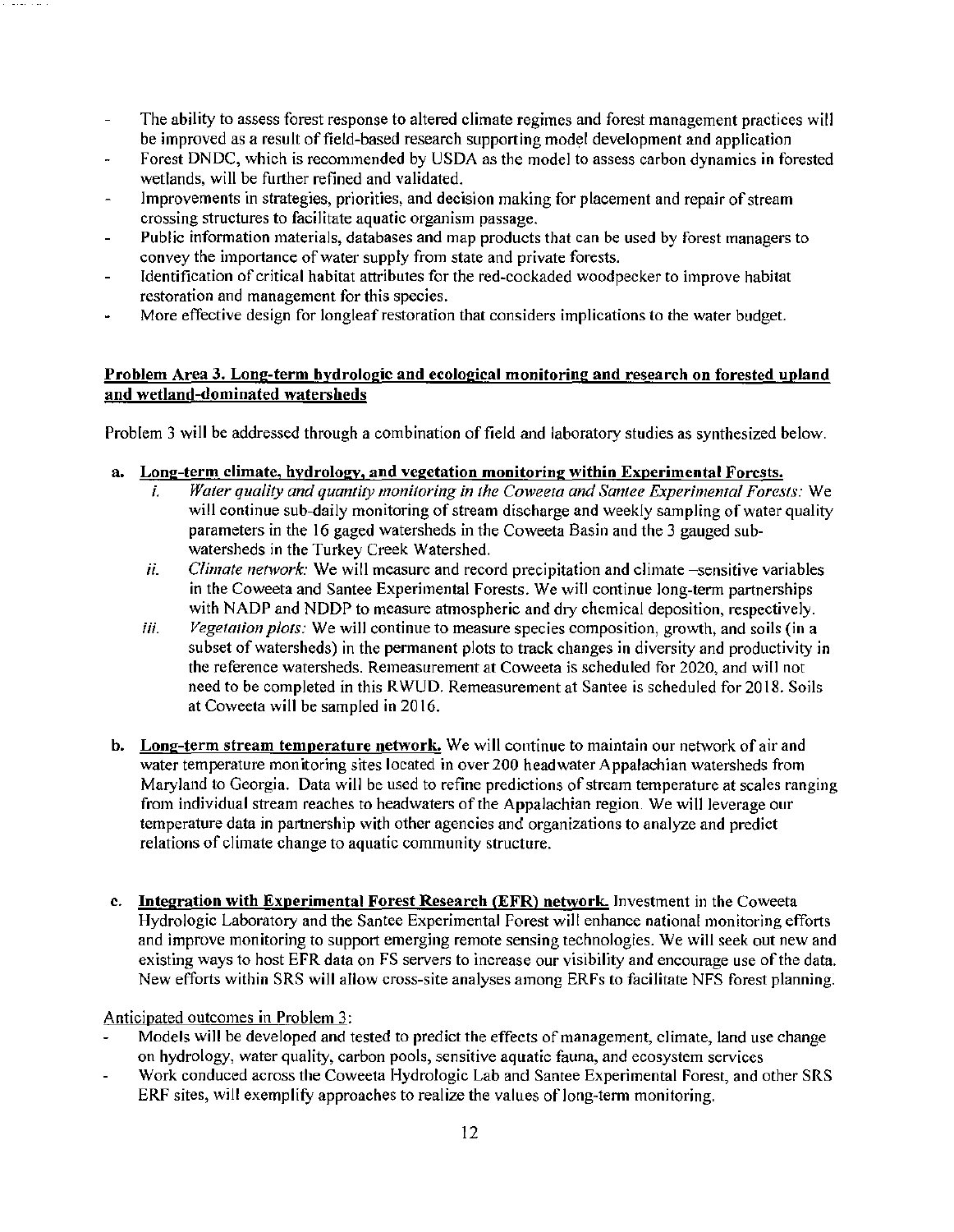- The ability to assess forest response to altered climate regimes and forest management practices will be improved as a result of field-based research supporting model development and application
- Forest DNDC, which is recommended by USDA as the model to assess carbon dynamics in forested wetlands, will be further refined and validated.
- Improvements in strategies, priorities, and decision making for placement and repair of stream crossing structures to facilitate aquatic organism passage.
- Public information materials, databases and map products that can be used by forest managers to convey the importance of water supply from state and private forests.
- Identification of critical habitat attributes for the red-cockaded woodpecker to improve habitat restoration and management for this species.
- More effective design for longleaf restoration that considers implications to the water budget.

**Problem Area 3. Long-term hydrologic and ecological monitoring and research on forested upland and wetland-dominated watersheds**

Problem 3 will be addressed through a combination of field and laboratory studies as synthesized below.

a. **Long-term climate, hydrology, and vegetation monitoring within Experimental Forests.**
   i. *Water quality and quantity monitoring in the Coweeta and Santee Experimental Forests:* We will continue sub-daily monitoring of stream discharge and weekly sampling of water quality parameters in the 16 gaged watersheds in the Coweeta Basin and the 3 gauged sub-watersheds in the Turkey Creek Watershed.
   ii. *Climate network:* We will measure and record precipitation and climate –sensitive variables in the Coweeta and Santee Experimental Forests. We will continue long-term partnerships with NADP and NDDP to measure atmospheric and dry chemical deposition, respectively.
   iii. *Vegetation plots:* We will continue to measure species composition, growth, and soils (in a subset of watersheds) in the permanent plots to track changes in diversity and productivity in the reference watersheds. Remeasurement at Coweeta is scheduled for 2020, and will not need to be completed in this RWUD. Remeasurement at Santee is scheduled for 2018. Soils at Coweeta will be sampled in 2016.

b. **Long-term stream temperature network.** We will continue to maintain our network of air and water temperature monitoring sites located in over 200 headwater Appalachian watersheds from Maryland to Georgia. Data will be used to refine predictions of stream temperature at scales ranging from individual stream reaches to headwaters of the Appalachian region. We will leverage our temperature data in partnership with other agencies and organizations to analyze and predict relations of climate change to aquatic community structure.

c. **Integration with Experimental Forest Research (EFR) network.** Investment in the Coweeta Hydrologic Laboratory and the Santee Experimental Forest will enhance national monitoring efforts and improve monitoring to support emerging remote sensing technologies. We will seek out new and existing ways to host EFR data on FS servers to increase our visibility and encourage use of the data. New efforts within SRS will allow cross-site analyses among ERFs to facilitate NFS forest planning.

Anticipated outcomes in Problem 3:

- Models will be developed and tested to predict the effects of management, climate, land use change on hydrology, water quality, carbon pools, sensitive aquatic fauna, and ecosystem services
- Work conduced across the Coweeta Hydrologic Lab and Santee Experimental Forest, and other SRS ERF sites, will exemplify approaches to realize the values of long-term monitoring.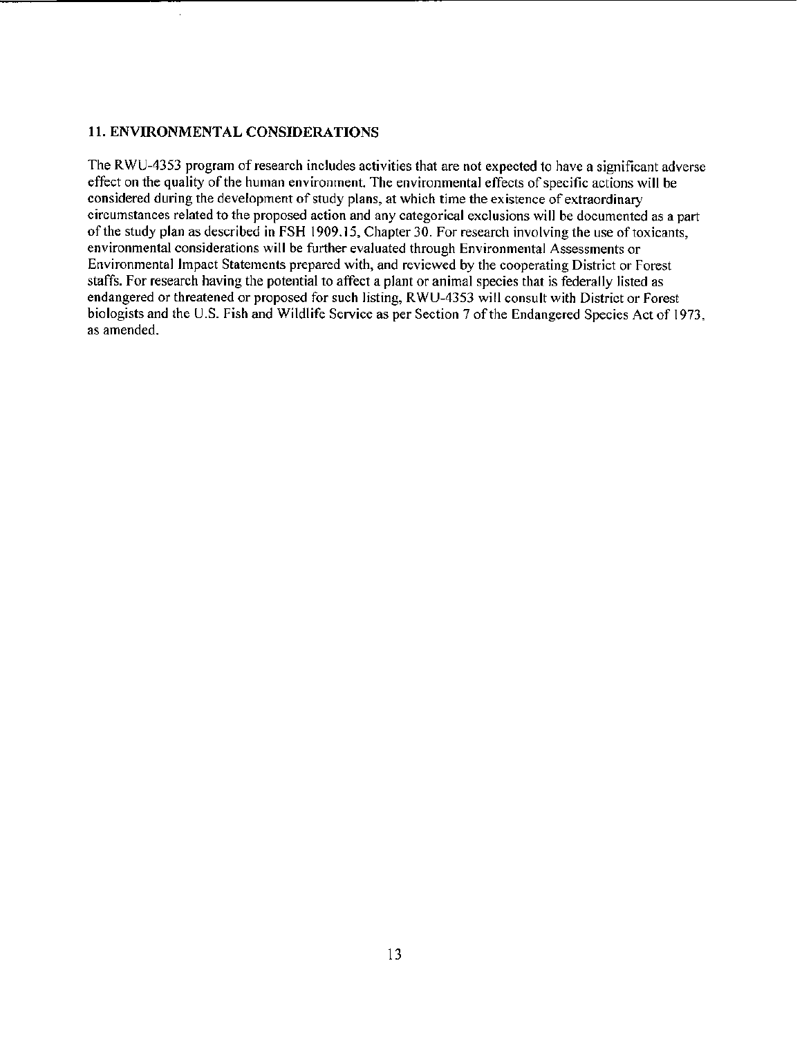## 11. ENVIRONMENTAL CONSIDERATIONS

The RWU-4353 program of research includes activities that are not expected to have a significant adverse effect on the quality of the human environment. The environmental effects of specific actions will be considered during the development of study plans, at which time the existence of extraordinary circumstances related to the proposed action and any categorical exclusions will be documented as a part of the study plan as described in FSH 1909.15, Chapter 30. For research involving the use of toxicants, environmental considerations will be further evaluated through Environmental Assessments or Environmental Impact Statements prepared with, and reviewed by the cooperating District or Forest staffs. For research having the potential to affect a plant or animal species that is federally listed as endangered or threatened or proposed for such listing, RWU-4353 will consult with District or Forest biologists and the U.S. Fish and Wildlife Service as per Section 7 of the Endangered Species Act of 1973, as amended.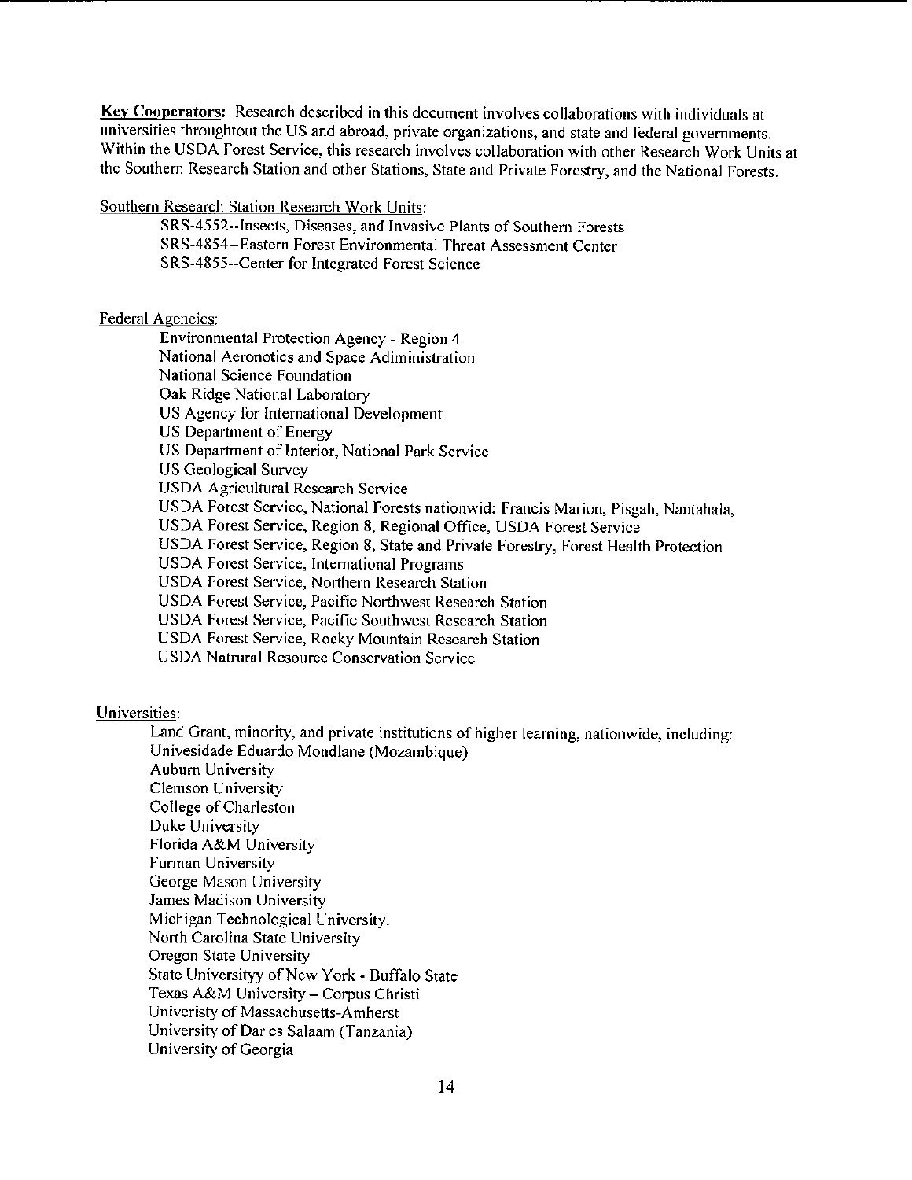**Key Cooperators:** Research described in this document involves collaborations with individuals at universities throughtout the US and abroad, private organizations, and state and federal governments. Within the USDA Forest Service, this research involves collaboration with other Research Work Units at the Southern Research Station and other Stations, State and Private Forestry, and the National Forests.

Southern Research Station Research Work Units:

- SRS-4552--Insects, Diseases, and Invasive Plants of Southern Forests
- SRS-4854--Eastern Forest Environmental Threat Assessment Center
- SRS-4855--Center for Integrated Forest Science

Federal Agencies:

- Environmental Protection Agency - Region 4
- National Aeronotics and Space Adiministration
- National Science Foundation
- Oak Ridge National Laboratory
- US Agency for International Development
- US Department of Energy
- US Department of Interior, National Park Service
- US Geological Survey
- USDA Agricultural Research Service
- USDA Forest Service, National Forests nationwid: Francis Marion, Pisgah, Nantahala,
- USDA Forest Service, Region 8, Regional Office, USDA Forest Service
- USDA Forest Service, Region 8, State and Private Forestry, Forest Health Protection
- USDA Forest Service, International Programs
- USDA Forest Service, Northern Research Station
- USDA Forest Service, Pacific Northwest Research Station
- USDA Forest Service, Pacific Southwest Research Station
- USDA Forest Service, Rocky Mountain Research Station
- USDA Natrural Resource Conservation Service

Universities:

Land Grant, minority, and private institutions of higher learning, nationwide, including:

- Univesidade Eduardo Mondlane (Mozambique)
- Auburn University
- Clemson University
- College of Charleston
- Duke University
- Florida A&M University
- Furman University
- George Mason University
- James Madison University
- Michigan Technological University.
- North Carolina State University
- Oregon State University
- State Universityy of New York - Buffalo State
- Texas A&M University – Corpus Christi
- Univeristy of Massachusetts-Amherst
- University of Dar es Salaam (Tanzania)
- University of Georgia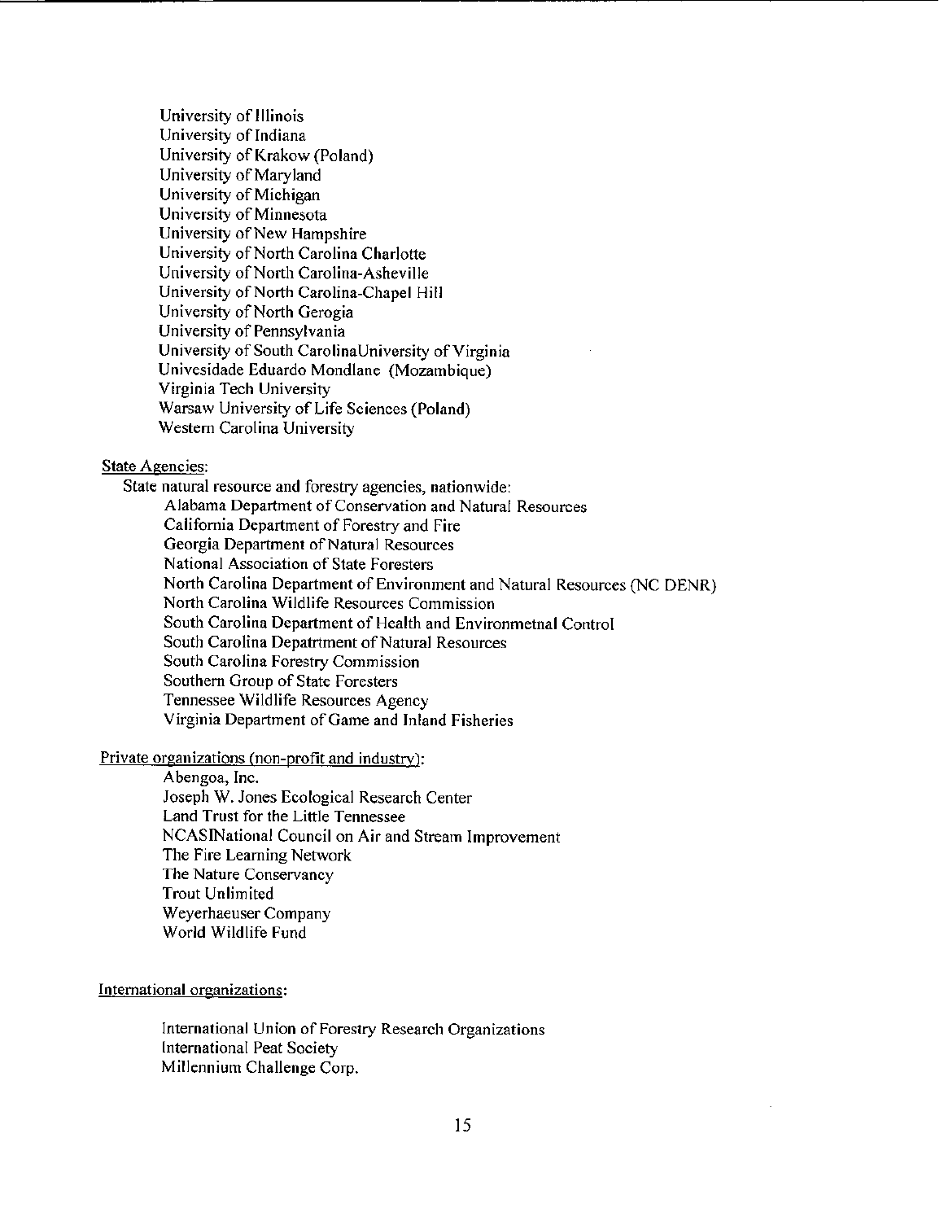University of Illinois
University of Indiana
University of Krakow (Poland)
University of Maryland
University of Michigan
University of Minnesota
University of New Hampshire
University of North Carolina Charlotte
University of North Carolina-Asheville
University of North Carolina-Chapel Hill
University of North Gerogia
University of Pennsylvania
University of South CarolinaUniversity of Virginia
Univesidade Eduardo Mondlane (Mozambique)
Virginia Tech University
Warsaw University of Life Sciences (Poland)
Western Carolina University

State Agencies:

State natural resource and forestry agencies, nationwide:

- Alabama Department of Conservation and Natural Resources
- California Department of Forestry and Fire
- Georgia Department of Natural Resources
- National Association of State Foresters
- North Carolina Department of Environment and Natural Resources (NC DENR)
- North Carolina Wildlife Resources Commission
- South Carolina Department of Health and Environmetnal Control
- South Carolina Depatrtment of Natural Resources
- South Carolina Forestry Commission
- Southern Group of State Foresters
- Tennessee Wildlife Resources Agency
- Virginia Department of Game and Inland Fisheries

Private organizations (non-profit and industry):

- Abengoa, Inc.
- Joseph W. Jones Ecological Research Center
- Land Trust for the Little Tennessee
- NCASINational Council on Air and Stream Improvement
- The Fire Learning Network
- The Nature Conservancy
- Trout Unlimited
- Weyerhaeuser Company
- World Wildlife Fund

International organizations:

- International Union of Forestry Research Organizations
- International Peat Society
- Millennium Challenge Corp.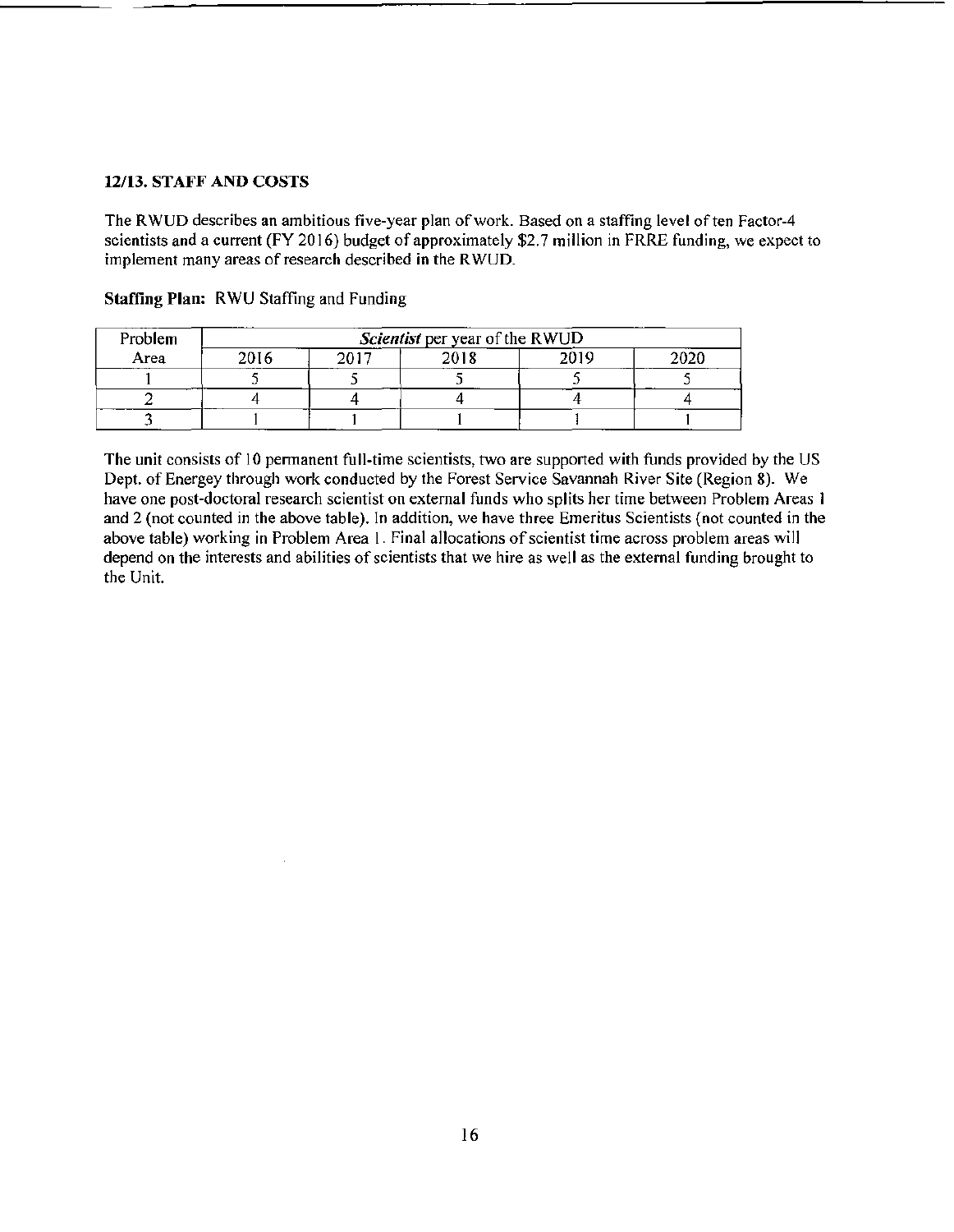## 12/13. STAFF AND COSTS

The RWUD describes an ambitious five-year plan of work. Based on a staffing level of ten Factor-4 scientists and a current (FY 2016) budget of approximately $2.7 million in FRRE funding, we expect to implement many areas of research described in the RWUD.

**Staffing Plan:** RWU Staffing and Funding

| Problem Area | *Scientist* per year of the RWUD | | | | |
|---|---|---|---|---|---|
| | 2016 | 2017 | 2018 | 2019 | 2020 |
| 1 | 5 | 5 | 5 | 5 | 5 |
| 2 | 4 | 4 | 4 | 4 | 4 |
| 3 | 1 | 1 | 1 | 1 | 1 |

The unit consists of 10 permanent full-time scientists, two are supported with funds provided by the US Dept. of Energey through work conducted by the Forest Service Savannah River Site (Region 8). We have one post-doctoral research scientist on external funds who splits her time between Problem Areas 1 and 2 (not counted in the above table). In addition, we have three Emeritus Scientists (not counted in the above table) working in Problem Area 1. Final allocations of scientist time across problem areas will depend on the interests and abilities of scientists that we hire as well as the external funding brought to the Unit.